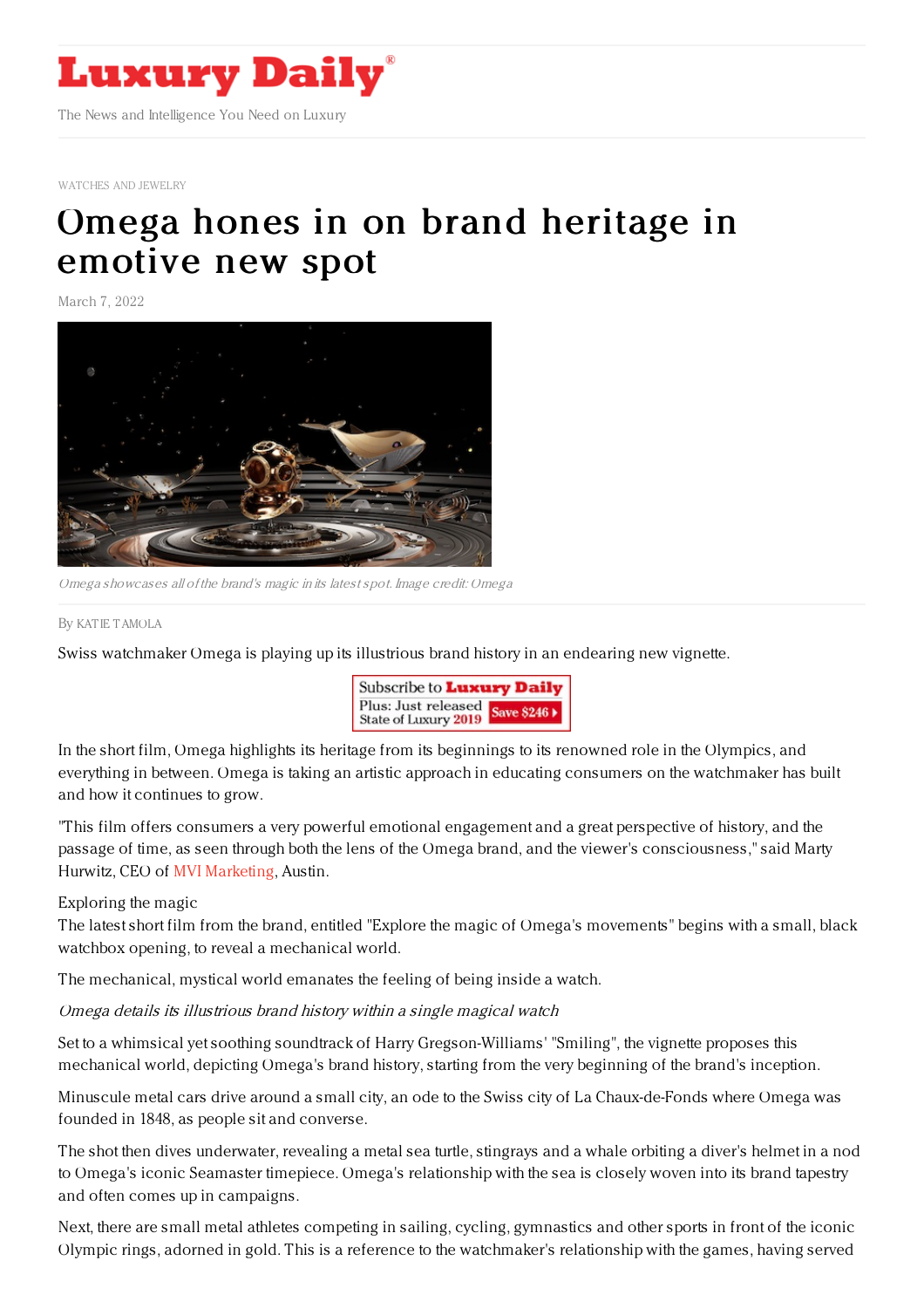WATCHES AND JEWELRY

# Omega hones in on brand heritage in emotive new spot

March 7, 2022

*Omega showcases all of the brand's magic in its latest spot. Image credit: Omega*

By KATIE TAMOLA

Swiss watchmaker Omega is playing up its illustrious brand history in an endearing new vignette.

In the short film, Omega highlights its heritage from its beginnings to its renowned role in the Olympics, and everything in between. Omega is taking an artistic approach in educating consumers on the watchmaker has built and how it continues to grow.

"This film offers consumers a very powerful emotional engagement and a great perspective of history, and the passage of time, as seen through both the lens of the Omega brand, and the viewer's consciousness," said Marty Hurwitz, CEO of MVI Marketing, Austin.

Exploring the magic

The latest short film from the brand, entitled "Explore the magic of Omega's movements" begins with a small, black watchbox opening, to reveal a mechanical world.

The mechanical, mystical world emanates the feeling of being inside a watch.

*Omega details its illustrious brand history within a single magical watch*

Set to a whimsical yet soothing soundtrack of Harry Gregson-Williams' "Smiling", the vignette proposes this mechanical world, depicting Omega's brand history, starting from the very beginning of the brand's inception.

Minuscule metal cars drive around a small city, an ode to the Swiss city of La Chaux-de-Fonds where Omega was founded in 1848, as people sit and converse.

The shot then dives underwater, revealing a metal sea turtle, stingrays and a whale orbiting a diver's helmet in a nod to Omega's iconic Seamaster timepiece. Omega's relationship with the sea is closely woven into its brand tapestry and often comes up in campaigns.

Next, there are small metal athletes competing in sailing, cycling, gymnastics and other sports in front of the iconic Olympic rings, adorned in gold. This is a reference to the watchmaker's relationship with the games, having served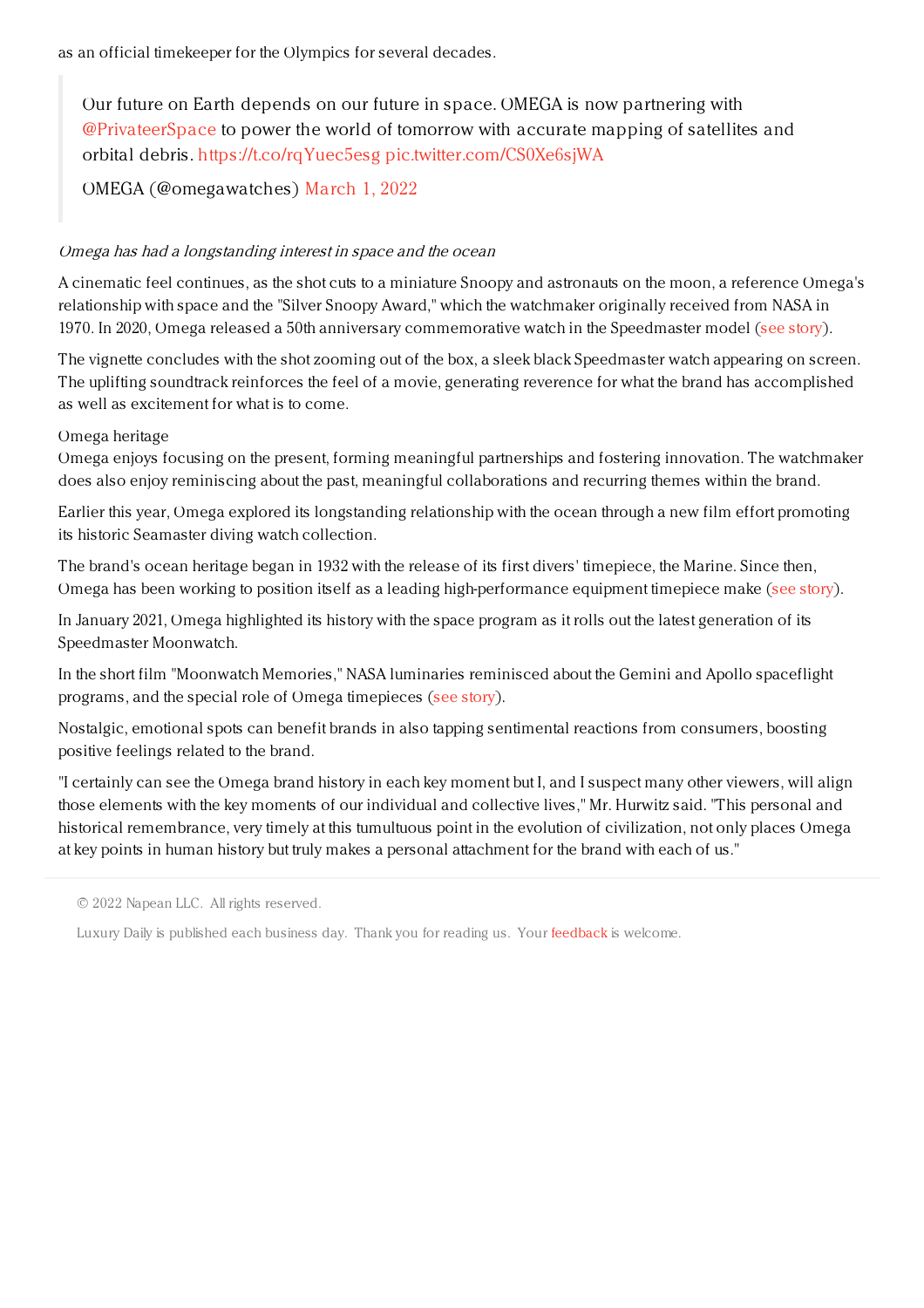as an official timekeeper for the Olympics for several decades.

> Our future on Earth depends on our future in space. OMEGA is now partnering with @PrivateerSpace to power the world of tomorrow with accurate mapping of satellites and orbital debris. https://t.co/rqYuec5esg pic.twitter.com/CS0Xe6sjWA
>
> OMEGA (@omegawatches) March 1, 2022

*Omega has had a longstanding interest in space and the ocean*

A cinematic feel continues, as the shot cuts to a miniature Snoopy and astronauts on the moon, a reference Omega's relationship with space and the "Silver Snoopy Award," which the watchmaker originally received from NASA in 1970. In 2020, Omega released a 50th anniversary commemorative watch in the Speedmaster model (see story).

The vignette concludes with the shot zooming out of the box, a sleek black Speedmaster watch appearing on screen. The uplifting soundtrack reinforces the feel of a movie, generating reverence for what the brand has accomplished as well as excitement for what is to come.

Omega heritage

Omega enjoys focusing on the present, forming meaningful partnerships and fostering innovation. The watchmaker does also enjoy reminiscing about the past, meaningful collaborations and recurring themes within the brand.

Earlier this year, Omega explored its longstanding relationship with the ocean through a new film effort promoting its historic Seamaster diving watch collection.

The brand's ocean heritage began in 1932 with the release of its first divers' timepiece, the Marine. Since then, Omega has been working to position itself as a leading high-performance equipment timepiece make (see story).

In January 2021, Omega highlighted its history with the space program as it rolls out the latest generation of its Speedmaster Moonwatch.

In the short film "Moonwatch Memories," NASA luminaries reminisced about the Gemini and Apollo spaceflight programs, and the special role of Omega timepieces (see story).

Nostalgic, emotional spots can benefit brands in also tapping sentimental reactions from consumers, boosting positive feelings related to the brand.

"I certainly can see the Omega brand history in each key moment but I, and I suspect many other viewers, will align those elements with the key moments of our individual and collective lives," Mr. Hurwitz said. "This personal and historical remembrance, very timely at this tumultuous point in the evolution of civilization, not only places Omega at key points in human history but truly makes a personal attachment for the brand with each of us."

© 2022 Napean LLC. All rights reserved.

Luxury Daily is published each business day. Thank you for reading us. Your feedback is welcome.